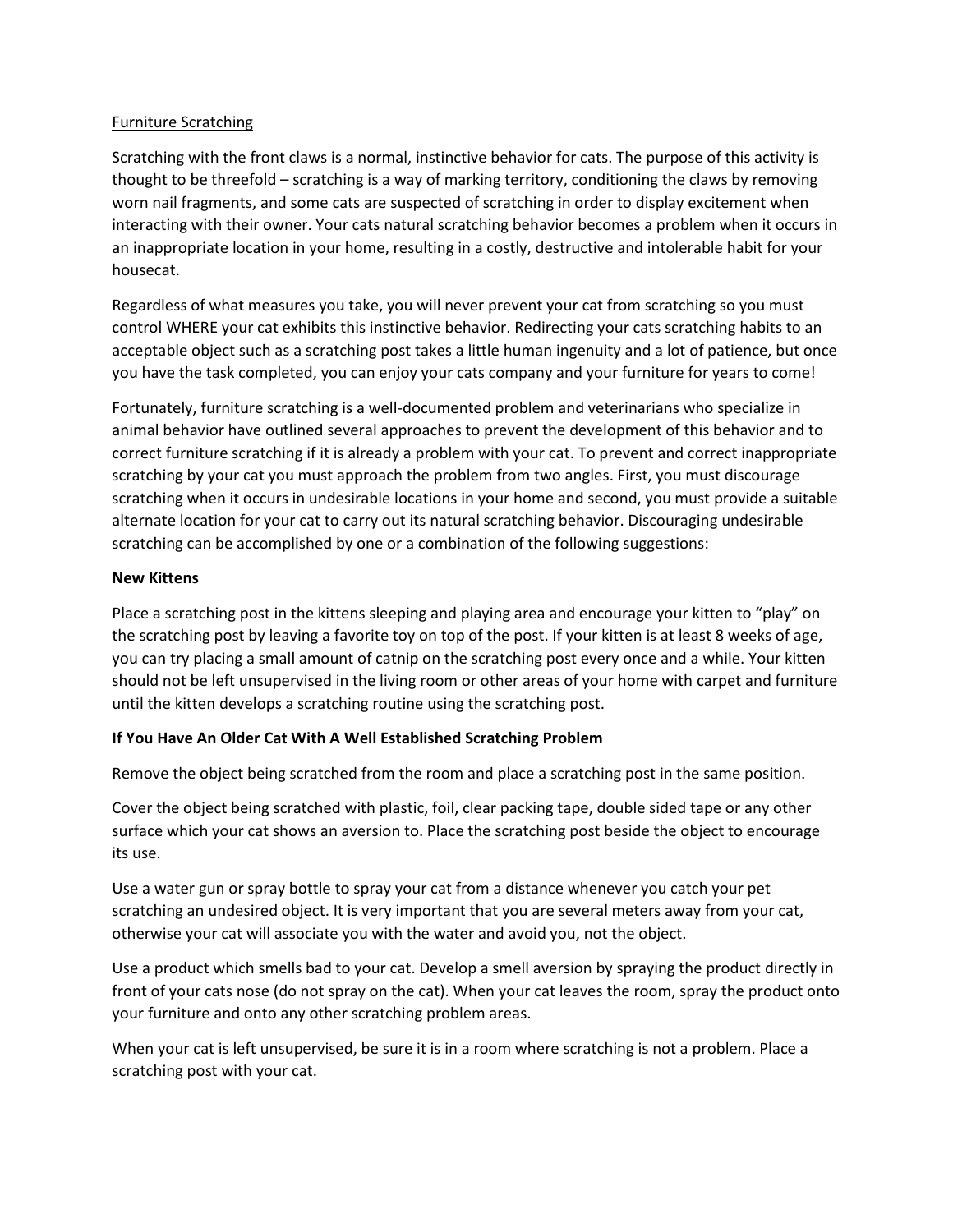<u>Furniture Scratching</u>

Scratching with the front claws is a normal, instinctive behavior for cats. The purpose of this activity is thought to be threefold – scratching is a way of marking territory, conditioning the claws by removing worn nail fragments, and some cats are suspected of scratching in order to display excitement when interacting with their owner. Your cats natural scratching behavior becomes a problem when it occurs in an inappropriate location in your home, resulting in a costly, destructive and intolerable habit for your housecat.

Regardless of what measures you take, you will never prevent your cat from scratching so you must control WHERE your cat exhibits this instinctive behavior. Redirecting your cats scratching habits to an acceptable object such as a scratching post takes a little human ingenuity and a lot of patience, but once you have the task completed, you can enjoy your cats company and your furniture for years to come!

Fortunately, furniture scratching is a well-documented problem and veterinarians who specialize in animal behavior have outlined several approaches to prevent the development of this behavior and to correct furniture scratching if it is already a problem with your cat. To prevent and correct inappropriate scratching by your cat you must approach the problem from two angles. First, you must discourage scratching when it occurs in undesirable locations in your home and second, you must provide a suitable alternate location for your cat to carry out its natural scratching behavior. Discouraging undesirable scratching can be accomplished by one or a combination of the following suggestions:

**New Kittens**

Place a scratching post in the kittens sleeping and playing area and encourage your kitten to "play" on the scratching post by leaving a favorite toy on top of the post. If your kitten is at least 8 weeks of age, you can try placing a small amount of catnip on the scratching post every once and a while. Your kitten should not be left unsupervised in the living room or other areas of your home with carpet and furniture until the kitten develops a scratching routine using the scratching post.

**If You Have An Older Cat With A Well Established Scratching Problem**

Remove the object being scratched from the room and place a scratching post in the same position.

Cover the object being scratched with plastic, foil, clear packing tape, double sided tape or any other surface which your cat shows an aversion to. Place the scratching post beside the object to encourage its use.

Use a water gun or spray bottle to spray your cat from a distance whenever you catch your pet scratching an undesired object. It is very important that you are several meters away from your cat, otherwise your cat will associate you with the water and avoid you, not the object.

Use a product which smells bad to your cat. Develop a smell aversion by spraying the product directly in front of your cats nose (do not spray on the cat). When your cat leaves the room, spray the product onto your furniture and onto any other scratching problem areas.

When your cat is left unsupervised, be sure it is in a room where scratching is not a problem. Place a scratching post with your cat.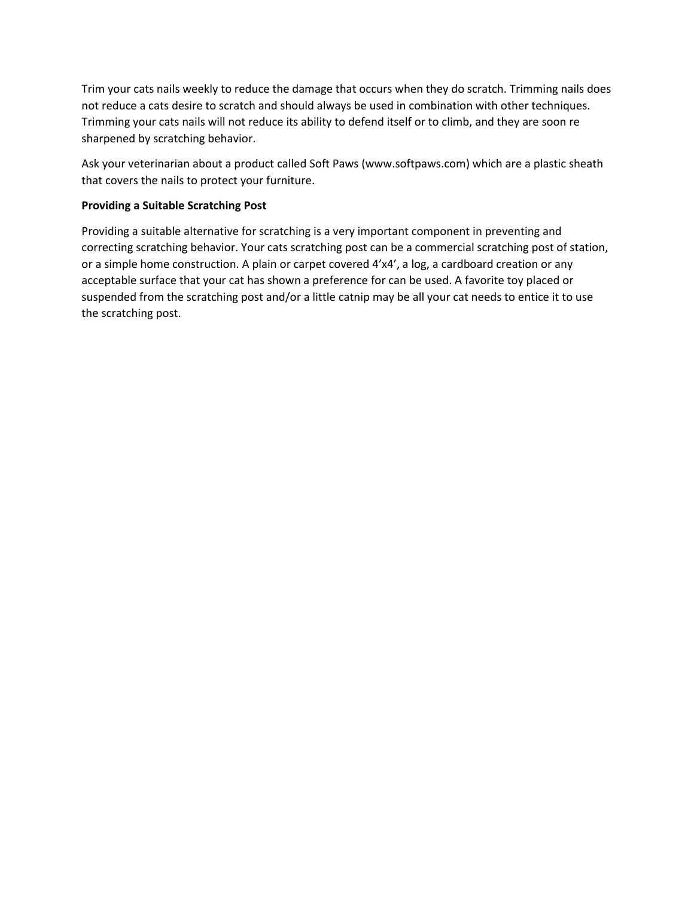Trim your cats nails weekly to reduce the damage that occurs when they do scratch. Trimming nails does not reduce a cats desire to scratch and should always be used in combination with other techniques. Trimming your cats nails will not reduce its ability to defend itself or to climb, and they are soon re sharpened by scratching behavior.

Ask your veterinarian about a product called Soft Paws (www.softpaws.com) which are a plastic sheath that covers the nails to protect your furniture.

**Providing a Suitable Scratching Post**

Providing a suitable alternative for scratching is a very important component in preventing and correcting scratching behavior. Your cats scratching post can be a commercial scratching post of station, or a simple home construction. A plain or carpet covered 4'x4', a log, a cardboard creation or any acceptable surface that your cat has shown a preference for can be used. A favorite toy placed or suspended from the scratching post and/or a little catnip may be all your cat needs to entice it to use the scratching post.